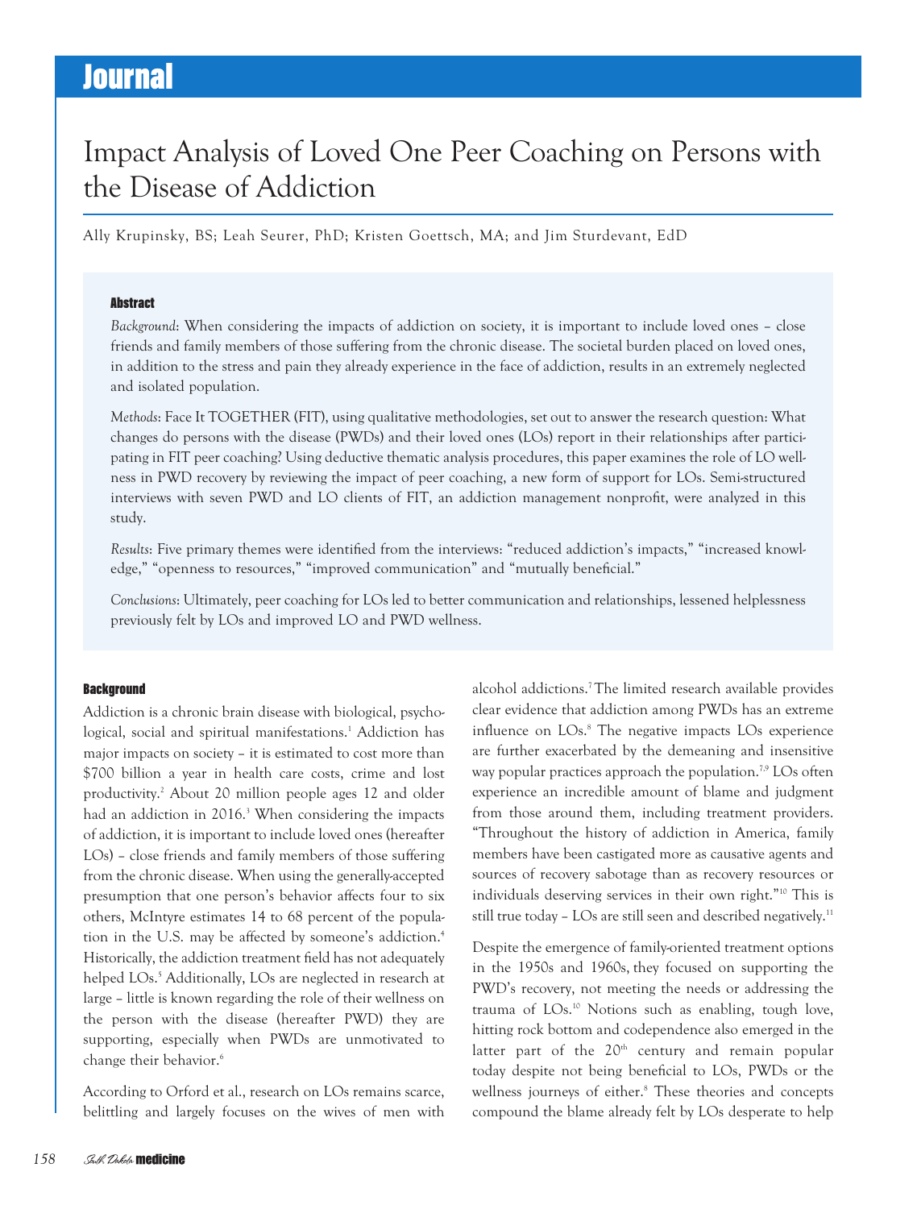# Impact Analysis of Loved One Peer Coaching on Persons with the Disease of Addiction

Ally Krupinsky, BS; Leah Seurer, PhD; Kristen Goettsch, MA; and Jim Sturdevant, EdD

## Abstract

*Background*: When considering the impacts of addiction on society, it is important to include loved ones – close friends and family members of those suffering from the chronic disease. The societal burden placed on loved ones, in addition to the stress and pain they already experience in the face of addiction, results in an extremely neglected and isolated population.

*Methods*: Face It TOGETHER (FIT), using qualitative methodologies, set out to answer the research question: What changes do persons with the disease (PWDs) and their loved ones (LOs) report in their relationships after participating in FIT peer coaching? Using deductive thematic analysis procedures, this paper examines the role of LO wellness in PWD recovery by reviewing the impact of peer coaching, a new form of support for LOs. Semi-structured interviews with seven PWD and LO clients of FIT, an addiction management nonprofit, were analyzed in this study.

*Results*: Five primary themes were identified from the interviews: "reduced addiction's impacts," "increased knowledge," "openness to resources," "improved communication" and "mutually beneficial."

*Conclusions*: Ultimately, peer coaching for LOs led to better communication and relationships, lessened helplessness previously felt by LOs and improved LO and PWD wellness.

## Background

Addiction is a chronic brain disease with biological, psychological, social and spiritual manifestations.[1] Addiction has major impacts on society – it is estimated to cost more than $700 billion a year in health care costs, crime and lost productivity.[2] About 20 million people ages 12 and older had an addiction in 2016.[3] When considering the impacts of addiction, it is important to include loved ones (hereafter LOs) – close friends and family members of those suffering from the chronic disease. When using the generally-accepted presumption that one person's behavior affects four to six others, McIntyre estimates 14 to 68 percent of the population in the U.S. may be affected by someone's addiction.[4] Historically, the addiction treatment field has not adequately helped LOs.[5] Additionally, LOs are neglected in research at large – little is known regarding the role of their wellness on the person with the disease (hereafter PWD) they are supporting, especially when PWDs are unmotivated to change their behavior.[6]

According to Orford et al., research on LOs remains scarce, belittling and largely focuses on the wives of men with alcohol addictions.[7] The limited research available provides clear evidence that addiction among PWDs has an extreme influence on LOs.[8] The negative impacts LOs experience are further exacerbated by the demeaning and insensitive way popular practices approach the population.[7,9] LOs often experience an incredible amount of blame and judgment from those around them, including treatment providers. "Throughout the history of addiction in America, family members have been castigated more as causative agents and sources of recovery sabotage than as recovery resources or individuals deserving services in their own right."[10] This is still true today – LOs are still seen and described negatively.[11]

Despite the emergence of family-oriented treatment options in the 1950s and 1960s, they focused on supporting the PWD's recovery, not meeting the needs or addressing the trauma of LOs.[10] Notions such as enabling, tough love, hitting rock bottom and codependence also emerged in the latter part of the 20th century and remain popular today despite not being beneficial to LOs, PWDs or the wellness journeys of either.[8] These theories and concepts compound the blame already felt by LOs desperate to help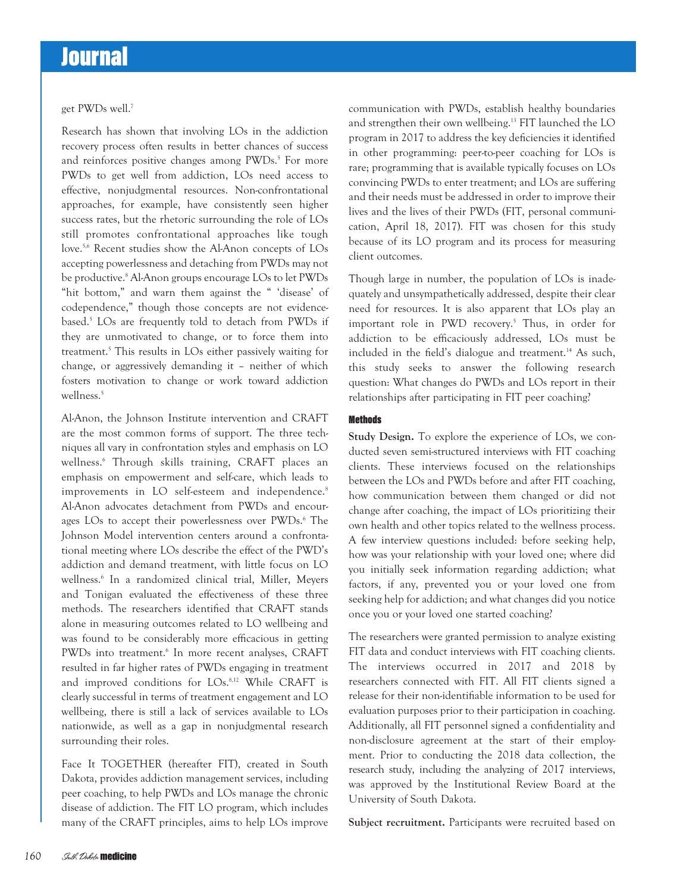get PWDs well.[7]

Research has shown that involving LOs in the addiction recovery process often results in better chances of success and reinforces positive changes among PWDs.[5] For more PWDs to get well from addiction, LOs need access to effective, nonjudgmental resources. Non-confrontational approaches, for example, have consistently seen higher success rates, but the rhetoric surrounding the role of LOs still promotes confrontational approaches like tough love.[5,6] Recent studies show the Al-Anon concepts of LOs accepting powerlessness and detaching from PWDs may not be productive.[8] Al-Anon groups encourage LOs to let PWDs "hit bottom," and warn them against the " 'disease' of codependence," though those concepts are not evidence-based.[5] LOs are frequently told to detach from PWDs if they are unmotivated to change, or to force them into treatment.[5] This results in LOs either passively waiting for change, or aggressively demanding it – neither of which fosters motivation to change or work toward addiction wellness.[5]

Al-Anon, the Johnson Institute intervention and CRAFT are the most common forms of support. The three techniques all vary in confrontation styles and emphasis on LO wellness.[6] Through skills training, CRAFT places an emphasis on empowerment and self-care, which leads to improvements in LO self-esteem and independence.[8] Al-Anon advocates detachment from PWDs and encourages LOs to accept their powerlessness over PWDs.[6] The Johnson Model intervention centers around a confrontational meeting where LOs describe the effect of the PWD's addiction and demand treatment, with little focus on LO wellness.[6] In a randomized clinical trial, Miller, Meyers and Tonigan evaluated the effectiveness of these three methods. The researchers identified that CRAFT stands alone in measuring outcomes related to LO wellbeing and was found to be considerably more efficacious in getting PWDs into treatment.[6] In more recent analyses, CRAFT resulted in far higher rates of PWDs engaging in treatment and improved conditions for LOs.[8,12] While CRAFT is clearly successful in terms of treatment engagement and LO wellbeing, there is still a lack of services available to LOs nationwide, as well as a gap in nonjudgmental research surrounding their roles.

Face It TOGETHER (hereafter FIT), created in South Dakota, provides addiction management services, including peer coaching, to help PWDs and LOs manage the chronic disease of addiction. The FIT LO program, which includes many of the CRAFT principles, aims to help LOs improve communication with PWDs, establish healthy boundaries and strengthen their own wellbeing.[13] FIT launched the LO program in 2017 to address the key deficiencies it identified in other programming: peer-to-peer coaching for LOs is rare; programming that is available typically focuses on LOs convincing PWDs to enter treatment; and LOs are suffering and their needs must be addressed in order to improve their lives and the lives of their PWDs (FIT, personal communication, April 18, 2017). FIT was chosen for this study because of its LO program and its process for measuring client outcomes.

Though large in number, the population of LOs is inadequately and unsympathetically addressed, despite their clear need for resources. It is also apparent that LOs play an important role in PWD recovery.[5] Thus, in order for addiction to be efficaciously addressed, LOs must be included in the field's dialogue and treatment.[14] As such, this study seeks to answer the following research question: What changes do PWDs and LOs report in their relationships after participating in FIT peer coaching?

## Methods

**Study Design.** To explore the experience of LOs, we conducted seven semi-structured interviews with FIT coaching clients. These interviews focused on the relationships between the LOs and PWDs before and after FIT coaching, how communication between them changed or did not change after coaching, the impact of LOs prioritizing their own health and other topics related to the wellness process. A few interview questions included: before seeking help, how was your relationship with your loved one; where did you initially seek information regarding addiction; what factors, if any, prevented you or your loved one from seeking help for addiction; and what changes did you notice once you or your loved one started coaching?

The researchers were granted permission to analyze existing FIT data and conduct interviews with FIT coaching clients. The interviews occurred in 2017 and 2018 by researchers connected with FIT. All FIT clients signed a release for their non-identifiable information to be used for evaluation purposes prior to their participation in coaching. Additionally, all FIT personnel signed a confidentiality and non-disclosure agreement at the start of their employment. Prior to conducting the 2018 data collection, the research study, including the analyzing of 2017 interviews, was approved by the Institutional Review Board at the University of South Dakota.

**Subject recruitment.** Participants were recruited based on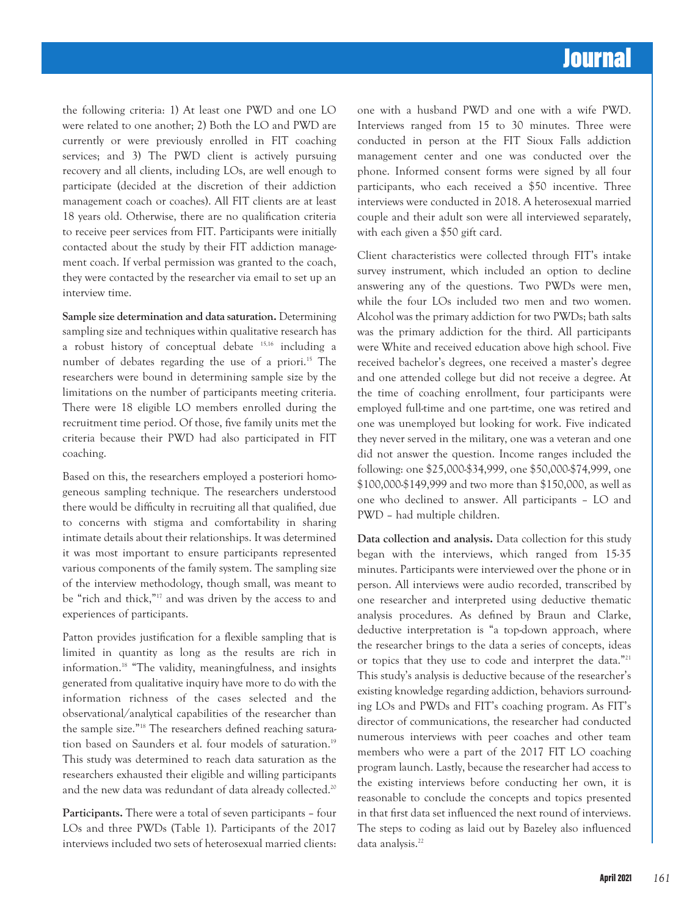the following criteria: 1) At least one PWD and one LO were related to one another; 2) Both the LO and PWD are currently or were previously enrolled in FIT coaching services; and 3) The PWD client is actively pursuing recovery and all clients, including LOs, are well enough to participate (decided at the discretion of their addiction management coach or coaches). All FIT clients are at least 18 years old. Otherwise, there are no qualification criteria to receive peer services from FIT. Participants were initially contacted about the study by their FIT addiction management coach. If verbal permission was granted to the coach, they were contacted by the researcher via email to set up an interview time.

**Sample size determination and data saturation.** Determining sampling size and techniques within qualitative research has a robust history of conceptual debate [15,16] including a number of debates regarding the use of a priori.[15] The researchers were bound in determining sample size by the limitations on the number of participants meeting criteria. There were 18 eligible LO members enrolled during the recruitment time period. Of those, five family units met the criteria because their PWD had also participated in FIT coaching.

Based on this, the researchers employed a posteriori homogeneous sampling technique. The researchers understood there would be difficulty in recruiting all that qualified, due to concerns with stigma and comfortability in sharing intimate details about their relationships. It was determined it was most important to ensure participants represented various components of the family system. The sampling size of the interview methodology, though small, was meant to be "rich and thick,"[17] and was driven by the access to and experiences of participants.

Patton provides justification for a flexible sampling that is limited in quantity as long as the results are rich in information.[18] "The validity, meaningfulness, and insights generated from qualitative inquiry have more to do with the information richness of the cases selected and the observational/analytical capabilities of the researcher than the sample size."[18] The researchers defined reaching saturation based on Saunders et al. four models of saturation.[19] This study was determined to reach data saturation as the researchers exhausted their eligible and willing participants and the new data was redundant of data already collected.[20]

**Participants.** There were a total of seven participants – four LOs and three PWDs (Table 1). Participants of the 2017 interviews included two sets of heterosexual married clients: one with a husband PWD and one with a wife PWD. Interviews ranged from 15 to 30 minutes. Three were conducted in person at the FIT Sioux Falls addiction management center and one was conducted over the phone. Informed consent forms were signed by all four participants, who each received a $50 incentive. Three interviews were conducted in 2018. A heterosexual married couple and their adult son were all interviewed separately, with each given a $50 gift card.

Client characteristics were collected through FIT's intake survey instrument, which included an option to decline answering any of the questions. Two PWDs were men, while the four LOs included two men and two women. Alcohol was the primary addiction for two PWDs; bath salts was the primary addiction for the third. All participants were White and received education above high school. Five received bachelor's degrees, one received a master's degree and one attended college but did not receive a degree. At the time of coaching enrollment, four participants were employed full-time and one part-time, one was retired and one was unemployed but looking for work. Five indicated they never served in the military, one was a veteran and one did not answer the question. Income ranges included the following: one $25,000-$34,999, one $50,000-$74,999, one $100,000-$149,999 and two more than $150,000, as well as one who declined to answer. All participants – LO and PWD – had multiple children.

**Data collection and analysis.** Data collection for this study began with the interviews, which ranged from 15-35 minutes. Participants were interviewed over the phone or in person. All interviews were audio recorded, transcribed by one researcher and interpreted using deductive thematic analysis procedures. As defined by Braun and Clarke, deductive interpretation is "a top-down approach, where the researcher brings to the data a series of concepts, ideas or topics that they use to code and interpret the data."[21] This study's analysis is deductive because of the researcher's existing knowledge regarding addiction, behaviors surrounding LOs and PWDs and FIT's coaching program. As FIT's director of communications, the researcher had conducted numerous interviews with peer coaches and other team members who were a part of the 2017 FIT LO coaching program launch. Lastly, because the researcher had access to the existing interviews before conducting her own, it is reasonable to conclude the concepts and topics presented in that first data set influenced the next round of interviews. The steps to coding as laid out by Bazeley also influenced data analysis.[22]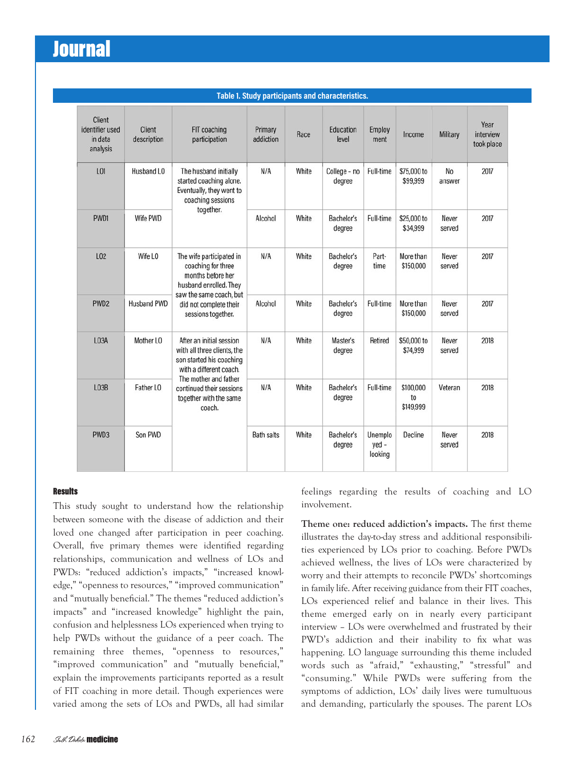**Table 1. Study participants and characteristics.**

| Client identifier used in data analysis | Client description | FIT coaching participation | Primary addiction | Race | Education level | Employ ment | Income | Military | Year interview took place |
|---|---|---|---|---|---|---|---|---|---|
| LO1 | Husband LO | The husband initially started coaching alone. Eventually, they went to coaching sessions together. | N/A | White | College - no degree | Full-time | $75,000 to $99,999 | No answer | 2017 |
| PWD1 | Wife PWD | | Alcohol | White | Bachelor's degree | Full-time | $25,000 to $34,999 | Never served | 2017 |
| LO2 | Wife LO | The wife participated in coaching for three months before her husband enrolled. They saw the same coach, but did not complete their sessions together. | N/A | White | Bachelor's degree | Part-time | More than $150,000 | Never served | 2017 |
| PWD2 | Husband PWD | | Alcohol | White | Bachelor's degree | Full-time | More than $150,000 | Never served | 2017 |
| LO3A | Mother LO | After an initial session with all three clients, the son started his coaching with a different coach. The mother and father continued their sessions together with the same coach. | N/A | White | Master's degree | Retired | $50,000 to $74,999 | Never served | 2018 |
| LO3B | Father LO | | N/A | White | Bachelor's degree | Full-time | $100,000 to $149,999 | Veteran | 2018 |
| PWD3 | Son PWD | | Bath salts | White | Bachelor's degree | Unemployed - looking | Decline | Never served | 2018 |

## Results

This study sought to understand how the relationship between someone with the disease of addiction and their loved one changed after participation in peer coaching. Overall, five primary themes were identified regarding relationships, communication and wellness of LOs and PWDs: "reduced addiction's impacts," "increased knowledge," "openness to resources," "improved communication" and "mutually beneficial." The themes "reduced addiction's impacts" and "increased knowledge" highlight the pain, confusion and helplessness LOs experienced when trying to help PWDs without the guidance of a peer coach. The remaining three themes, "openness to resources," "improved communication" and "mutually beneficial," explain the improvements participants reported as a result of FIT coaching in more detail. Though experiences were varied among the sets of LOs and PWDs, all had similar feelings regarding the results of coaching and LO involvement.

**Theme one: reduced addiction's impacts.** The first theme illustrates the day-to-day stress and additional responsibilities experienced by LOs prior to coaching. Before PWDs achieved wellness, the lives of LOs were characterized by worry and their attempts to reconcile PWDs' shortcomings in family life. After receiving guidance from their FIT coaches, LOs experienced relief and balance in their lives. This theme emerged early on in nearly every participant interview – LOs were overwhelmed and frustrated by their PWD's addiction and their inability to fix what was happening. LO language surrounding this theme included words such as "afraid," "exhausting," "stressful" and "consuming." While PWDs were suffering from the symptoms of addiction, LOs' daily lives were tumultuous and demanding, particularly the spouses. The parent LOs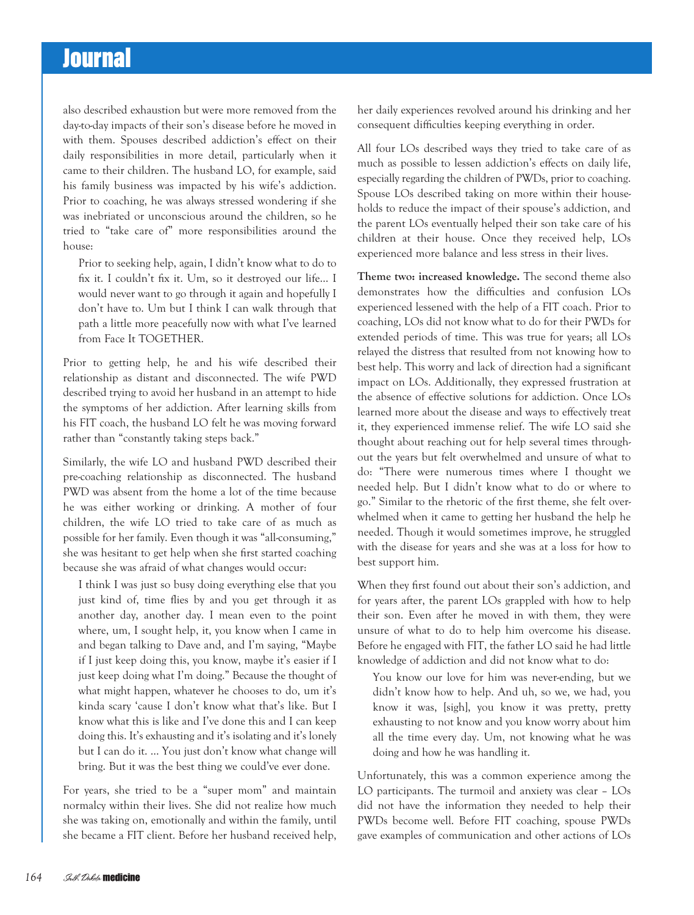also described exhaustion but were more removed from the day-to-day impacts of their son's disease before he moved in with them. Spouses described addiction's effect on their daily responsibilities in more detail, particularly when it came to their children. The husband LO, for example, said his family business was impacted by his wife's addiction. Prior to coaching, he was always stressed wondering if she was inebriated or unconscious around the children, so he tried to "take care of" more responsibilities around the house:

> Prior to seeking help, again, I didn't know what to do to fix it. I couldn't fix it. Um, so it destroyed our life... I would never want to go through it again and hopefully I don't have to. Um but I think I can walk through that path a little more peacefully now with what I've learned from Face It TOGETHER.

Prior to getting help, he and his wife described their relationship as distant and disconnected. The wife PWD described trying to avoid her husband in an attempt to hide the symptoms of her addiction. After learning skills from his FIT coach, the husband LO felt he was moving forward rather than "constantly taking steps back."

Similarly, the wife LO and husband PWD described their pre-coaching relationship as disconnected. The husband PWD was absent from the home a lot of the time because he was either working or drinking. A mother of four children, the wife LO tried to take care of as much as possible for her family. Even though it was "all-consuming," she was hesitant to get help when she first started coaching because she was afraid of what changes would occur:

> I think I was just so busy doing everything else that you just kind of, time flies by and you get through it as another day, another day. I mean even to the point where, um, I sought help, it, you know when I came in and began talking to Dave and, and I'm saying, "Maybe if I just keep doing this, you know, maybe it's easier if I just keep doing what I'm doing." Because the thought of what might happen, whatever he chooses to do, um it's kinda scary 'cause I don't know what that's like. But I know what this is like and I've done this and I can keep doing this. It's exhausting and it's isolating and it's lonely but I can do it. ... You just don't know what change will bring. But it was the best thing we could've ever done.

For years, she tried to be a "super mom" and maintain normalcy within their lives. She did not realize how much she was taking on, emotionally and within the family, until she became a FIT client. Before her husband received help, her daily experiences revolved around his drinking and her consequent difficulties keeping everything in order.

All four LOs described ways they tried to take care of as much as possible to lessen addiction's effects on daily life, especially regarding the children of PWDs, prior to coaching. Spouse LOs described taking on more within their households to reduce the impact of their spouse's addiction, and the parent LOs eventually helped their son take care of his children at their house. Once they received help, LOs experienced more balance and less stress in their lives.

**Theme two: increased knowledge.** The second theme also demonstrates how the difficulties and confusion LOs experienced lessened with the help of a FIT coach. Prior to coaching, LOs did not know what to do for their PWDs for extended periods of time. This was true for years; all LOs relayed the distress that resulted from not knowing how to best help. This worry and lack of direction had a significant impact on LOs. Additionally, they expressed frustration at the absence of effective solutions for addiction. Once LOs learned more about the disease and ways to effectively treat it, they experienced immense relief. The wife LO said she thought about reaching out for help several times throughout the years but felt overwhelmed and unsure of what to do: "There were numerous times where I thought we needed help. But I didn't know what to do or where to go." Similar to the rhetoric of the first theme, she felt overwhelmed when it came to getting her husband the help he needed. Though it would sometimes improve, he struggled with the disease for years and she was at a loss for how to best support him.

When they first found out about their son's addiction, and for years after, the parent LOs grappled with how to help their son. Even after he moved in with them, they were unsure of what to do to help him overcome his disease. Before he engaged with FIT, the father LO said he had little knowledge of addiction and did not know what to do:

> You know our love for him was never-ending, but we didn't know how to help. And uh, so we, we had, you know it was, [sigh], you know it was pretty, pretty exhausting to not know and you know worry about him all the time every day. Um, not knowing what he was doing and how he was handling it.

Unfortunately, this was a common experience among the LO participants. The turmoil and anxiety was clear – LOs did not have the information they needed to help their PWDs become well. Before FIT coaching, spouse PWDs gave examples of communication and other actions of LOs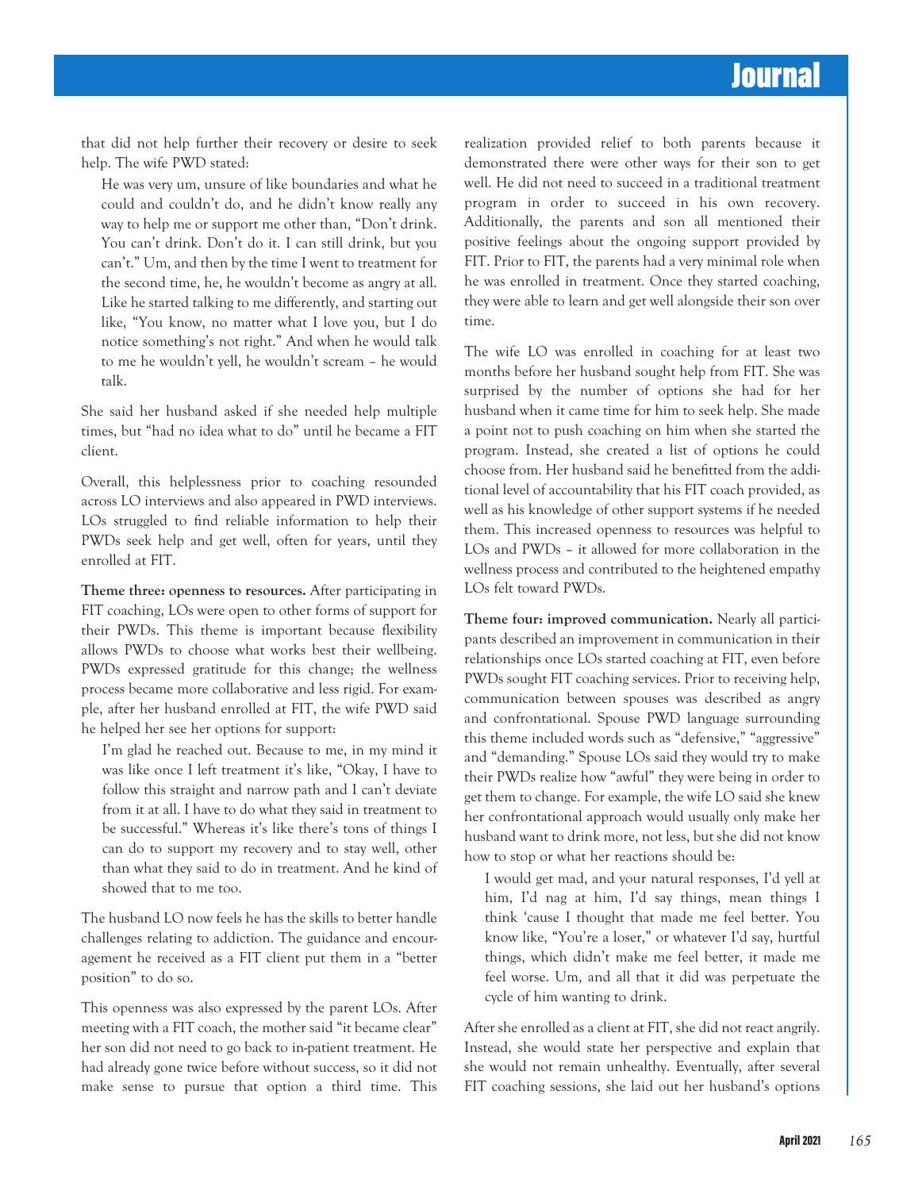that did not help further their recovery or desire to seek help. The wife PWD stated:

> He was very um, unsure of like boundaries and what he could and couldn't do, and he didn't know really any way to help me or support me other than, "Don't drink. You can't drink. Don't do it. I can still drink, but you can't." Um, and then by the time I went to treatment for the second time, he, he wouldn't become as angry at all. Like he started talking to me differently, and starting out like, "You know, no matter what I love you, but I do notice something's not right." And when he would talk to me he wouldn't yell, he wouldn't scream – he would talk.

She said her husband asked if she needed help multiple times, but "had no idea what to do" until he became a FIT client.

Overall, this helplessness prior to coaching resounded across LO interviews and also appeared in PWD interviews. LOs struggled to find reliable information to help their PWDs seek help and get well, often for years, until they enrolled at FIT.

**Theme three: openness to resources.** After participating in FIT coaching, LOs were open to other forms of support for their PWDs. This theme is important because flexibility allows PWDs to choose what works best their wellbeing. PWDs expressed gratitude for this change; the wellness process became more collaborative and less rigid. For example, after her husband enrolled at FIT, the wife PWD said he helped her see her options for support:

> I'm glad he reached out. Because to me, in my mind it was like once I left treatment it's like, "Okay, I have to follow this straight and narrow path and I can't deviate from it at all. I have to do what they said in treatment to be successful." Whereas it's like there's tons of things I can do to support my recovery and to stay well, other than what they said to do in treatment. And he kind of showed that to me too.

The husband LO now feels he has the skills to better handle challenges relating to addiction. The guidance and encouragement he received as a FIT client put them in a "better position" to do so.

This openness was also expressed by the parent LOs. After meeting with a FIT coach, the mother said "it became clear" her son did not need to go back to in-patient treatment. He had already gone twice before without success, so it did not make sense to pursue that option a third time. This realization provided relief to both parents because it demonstrated there were other ways for their son to get well. He did not need to succeed in a traditional treatment program in order to succeed in his own recovery. Additionally, the parents and son all mentioned their positive feelings about the ongoing support provided by FIT. Prior to FIT, the parents had a very minimal role when he was enrolled in treatment. Once they started coaching, they were able to learn and get well alongside their son over time.

The wife LO was enrolled in coaching for at least two months before her husband sought help from FIT. She was surprised by the number of options she had for her husband when it came time for him to seek help. She made a point not to push coaching on him when she started the program. Instead, she created a list of options he could choose from. Her husband said he benefitted from the additional level of accountability that his FIT coach provided, as well as his knowledge of other support systems if he needed them. This increased openness to resources was helpful to LOs and PWDs – it allowed for more collaboration in the wellness process and contributed to the heightened empathy LOs felt toward PWDs.

**Theme four: improved communication.** Nearly all participants described an improvement in communication in their relationships once LOs started coaching at FIT, even before PWDs sought FIT coaching services. Prior to receiving help, communication between spouses was described as angry and confrontational. Spouse PWD language surrounding this theme included words such as "defensive," "aggressive" and "demanding." Spouse LOs said they would try to make their PWDs realize how "awful" they were being in order to get them to change. For example, the wife LO said she knew her confrontational approach would usually only make her husband want to drink more, not less, but she did not know how to stop or what her reactions should be:

> I would get mad, and your natural responses, I'd yell at him, I'd nag at him, I'd say things, mean things I think 'cause I thought that made me feel better. You know like, "You're a loser," or whatever I'd say, hurtful things, which didn't make me feel better, it made me feel worse. Um, and all that it did was perpetuate the cycle of him wanting to drink.

After she enrolled as a client at FIT, she did not react angrily. Instead, she would state her perspective and explain that she would not remain unhealthy. Eventually, after several FIT coaching sessions, she laid out her husband's options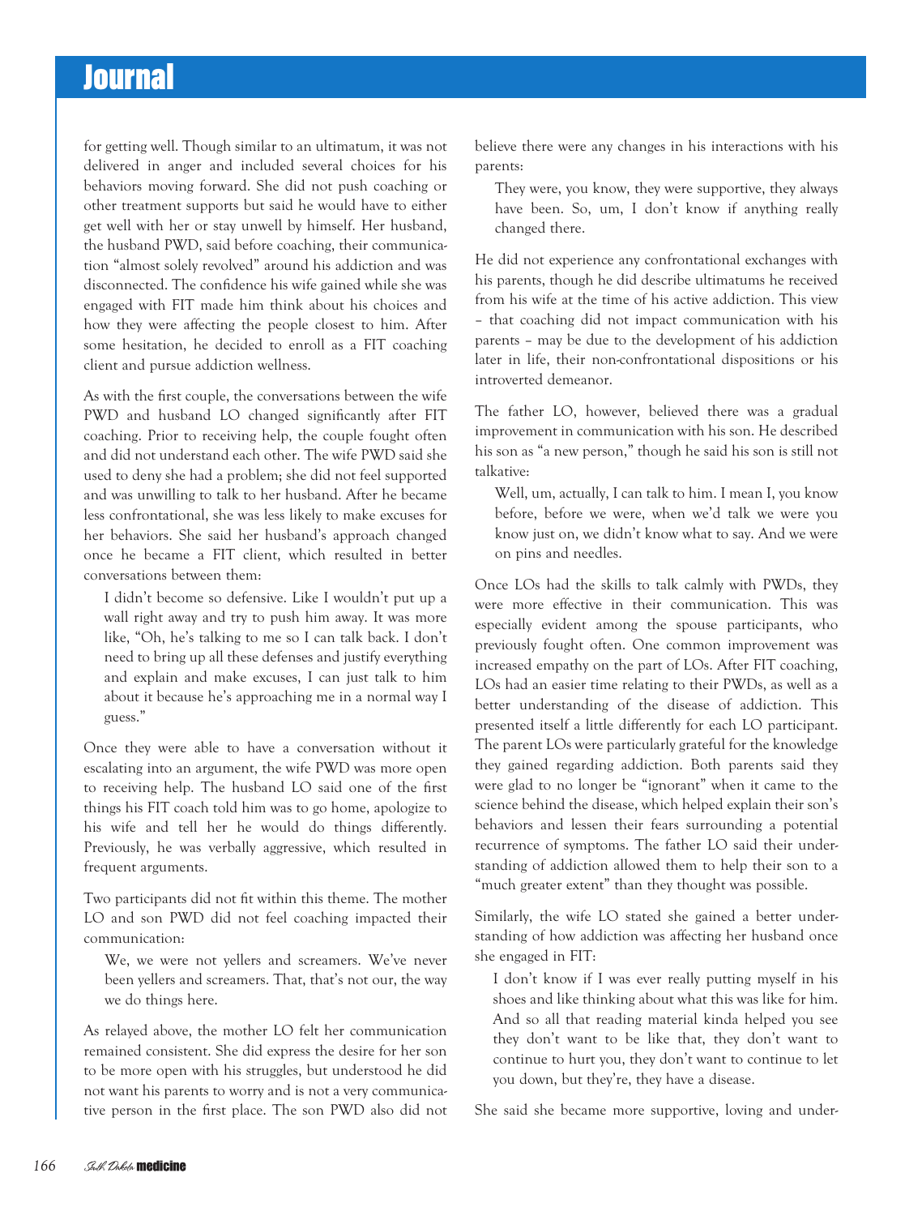for getting well. Though similar to an ultimatum, it was not delivered in anger and included several choices for his behaviors moving forward. She did not push coaching or other treatment supports but said he would have to either get well with her or stay unwell by himself. Her husband, the husband PWD, said before coaching, their communication "almost solely revolved" around his addiction and was disconnected. The confidence his wife gained while she was engaged with FIT made him think about his choices and how they were affecting the people closest to him. After some hesitation, he decided to enroll as a FIT coaching client and pursue addiction wellness.

As with the first couple, the conversations between the wife PWD and husband LO changed significantly after FIT coaching. Prior to receiving help, the couple fought often and did not understand each other. The wife PWD said she used to deny she had a problem; she did not feel supported and was unwilling to talk to her husband. After he became less confrontational, she was less likely to make excuses for her behaviors. She said her husband's approach changed once he became a FIT client, which resulted in better conversations between them:

> I didn't become so defensive. Like I wouldn't put up a wall right away and try to push him away. It was more like, "Oh, he's talking to me so I can talk back. I don't need to bring up all these defenses and justify everything and explain and make excuses, I can just talk to him about it because he's approaching me in a normal way I guess."

Once they were able to have a conversation without it escalating into an argument, the wife PWD was more open to receiving help. The husband LO said one of the first things his FIT coach told him was to go home, apologize to his wife and tell her he would do things differently. Previously, he was verbally aggressive, which resulted in frequent arguments.

Two participants did not fit within this theme. The mother LO and son PWD did not feel coaching impacted their communication:

> We, we were not yellers and screamers. We've never been yellers and screamers. That, that's not our, the way we do things here.

As relayed above, the mother LO felt her communication remained consistent. She did express the desire for her son to be more open with his struggles, but understood he did not want his parents to worry and is not a very communicative person in the first place. The son PWD also did not believe there were any changes in his interactions with his parents:

> They were, you know, they were supportive, they always have been. So, um, I don't know if anything really changed there.

He did not experience any confrontational exchanges with his parents, though he did describe ultimatums he received from his wife at the time of his active addiction. This view – that coaching did not impact communication with his parents – may be due to the development of his addiction later in life, their non-confrontational dispositions or his introverted demeanor.

The father LO, however, believed there was a gradual improvement in communication with his son. He described his son as "a new person," though he said his son is still not talkative:

> Well, um, actually, I can talk to him. I mean I, you know before, before we were, when we'd talk we were you know just on, we didn't know what to say. And we were on pins and needles.

Once LOs had the skills to talk calmly with PWDs, they were more effective in their communication. This was especially evident among the spouse participants, who previously fought often. One common improvement was increased empathy on the part of LOs. After FIT coaching, LOs had an easier time relating to their PWDs, as well as a better understanding of the disease of addiction. This presented itself a little differently for each LO participant. The parent LOs were particularly grateful for the knowledge they gained regarding addiction. Both parents said they were glad to no longer be "ignorant" when it came to the science behind the disease, which helped explain their son's behaviors and lessen their fears surrounding a potential recurrence of symptoms. The father LO said their understanding of addiction allowed them to help their son to a "much greater extent" than they thought was possible.

Similarly, the wife LO stated she gained a better understanding of how addiction was affecting her husband once she engaged in FIT:

> I don't know if I was ever really putting myself in his shoes and like thinking about what this was like for him. And so all that reading material kinda helped you see they don't want to be like that, they don't want to continue to hurt you, they don't want to continue to let you down, but they're, they have a disease.

She said she became more supportive, loving and under-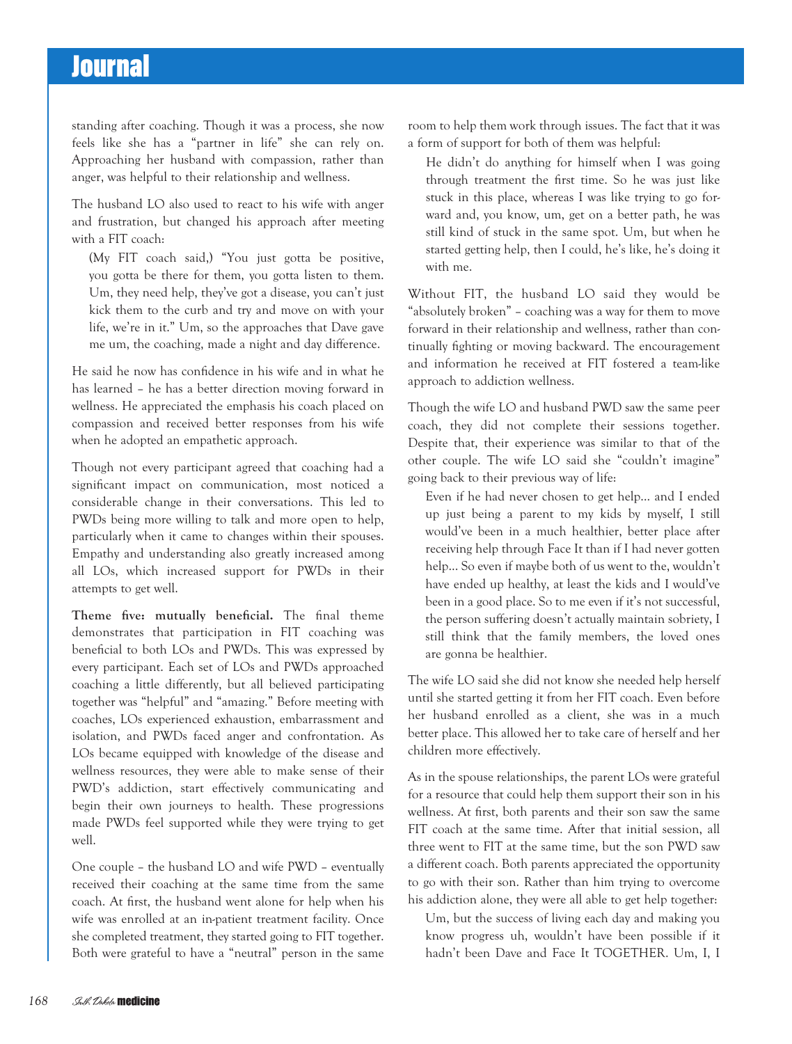standing after coaching. Though it was a process, she now feels like she has a "partner in life" she can rely on. Approaching her husband with compassion, rather than anger, was helpful to their relationship and wellness.

The husband LO also used to react to his wife with anger and frustration, but changed his approach after meeting with a FIT coach:

> (My FIT coach said,) "You just gotta be positive, you gotta be there for them, you gotta listen to them. Um, they need help, they've got a disease, you can't just kick them to the curb and try and move on with your life, we're in it." Um, so the approaches that Dave gave me um, the coaching, made a night and day difference.

He said he now has confidence in his wife and in what he has learned – he has a better direction moving forward in wellness. He appreciated the emphasis his coach placed on compassion and received better responses from his wife when he adopted an empathetic approach.

Though not every participant agreed that coaching had a significant impact on communication, most noticed a considerable change in their conversations. This led to PWDs being more willing to talk and more open to help, particularly when it came to changes within their spouses. Empathy and understanding also greatly increased among all LOs, which increased support for PWDs in their attempts to get well.

**Theme five: mutually beneficial.** The final theme demonstrates that participation in FIT coaching was beneficial to both LOs and PWDs. This was expressed by every participant. Each set of LOs and PWDs approached coaching a little differently, but all believed participating together was "helpful" and "amazing." Before meeting with coaches, LOs experienced exhaustion, embarrassment and isolation, and PWDs faced anger and confrontation. As LOs became equipped with knowledge of the disease and wellness resources, they were able to make sense of their PWD's addiction, start effectively communicating and begin their own journeys to health. These progressions made PWDs feel supported while they were trying to get well.

One couple – the husband LO and wife PWD – eventually received their coaching at the same time from the same coach. At first, the husband went alone for help when his wife was enrolled at an in-patient treatment facility. Once she completed treatment, they started going to FIT together. Both were grateful to have a "neutral" person in the same room to help them work through issues. The fact that it was a form of support for both of them was helpful:

> He didn't do anything for himself when I was going through treatment the first time. So he was just like stuck in this place, whereas I was like trying to go forward and, you know, um, get on a better path, he was still kind of stuck in the same spot. Um, but when he started getting help, then I could, he's like, he's doing it with me.

Without FIT, the husband LO said they would be "absolutely broken" – coaching was a way for them to move forward in their relationship and wellness, rather than continually fighting or moving backward. The encouragement and information he received at FIT fostered a team-like approach to addiction wellness.

Though the wife LO and husband PWD saw the same peer coach, they did not complete their sessions together. Despite that, their experience was similar to that of the other couple. The wife LO said she "couldn't imagine" going back to their previous way of life:

> Even if he had never chosen to get help… and I ended up just being a parent to my kids by myself, I still would've been in a much healthier, better place after receiving help through Face It than if I had never gotten help… So even if maybe both of us went to the, wouldn't have ended up healthy, at least the kids and I would've been in a good place. So to me even if it's not successful, the person suffering doesn't actually maintain sobriety, I still think that the family members, the loved ones are gonna be healthier.

The wife LO said she did not know she needed help herself until she started getting it from her FIT coach. Even before her husband enrolled as a client, she was in a much better place. This allowed her to take care of herself and her children more effectively.

As in the spouse relationships, the parent LOs were grateful for a resource that could help them support their son in his wellness. At first, both parents and their son saw the same FIT coach at the same time. After that initial session, all three went to FIT at the same time, but the son PWD saw a different coach. Both parents appreciated the opportunity to go with their son. Rather than him trying to overcome his addiction alone, they were all able to get help together:

> Um, but the success of living each day and making you know progress uh, wouldn't have been possible if it hadn't been Dave and Face It TOGETHER. Um, I, I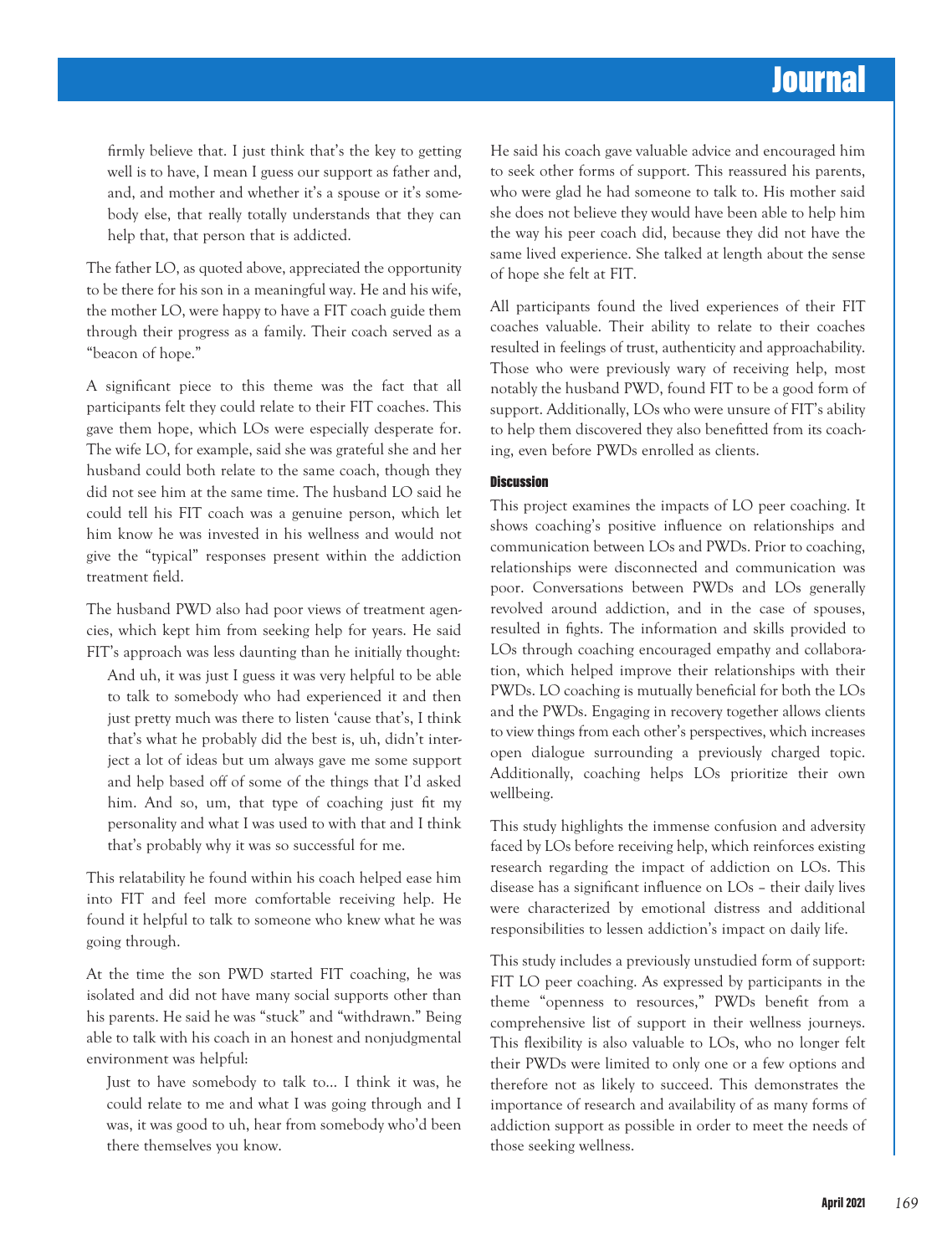> firmly believe that. I just think that's the key to getting well is to have, I mean I guess our support as father and, and, and mother and whether it's a spouse or it's somebody else, that really totally understands that they can help that, that person that is addicted.

The father LO, as quoted above, appreciated the opportunity to be there for his son in a meaningful way. He and his wife, the mother LO, were happy to have a FIT coach guide them through their progress as a family. Their coach served as a "beacon of hope."

A significant piece to this theme was the fact that all participants felt they could relate to their FIT coaches. This gave them hope, which LOs were especially desperate for. The wife LO, for example, said she was grateful she and her husband could both relate to the same coach, though they did not see him at the same time. The husband LO said he could tell his FIT coach was a genuine person, which let him know he was invested in his wellness and would not give the "typical" responses present within the addiction treatment field.

The husband PWD also had poor views of treatment agencies, which kept him from seeking help for years. He said FIT's approach was less daunting than he initially thought:

> And uh, it was just I guess it was very helpful to be able to talk to somebody who had experienced it and then just pretty much was there to listen 'cause that's, I think that's what he probably did the best is, uh, didn't interject a lot of ideas but um always gave me some support and help based off of some of the things that I'd asked him. And so, um, that type of coaching just fit my personality and what I was used to with that and I think that's probably why it was so successful for me.

This relatability he found within his coach helped ease him into FIT and feel more comfortable receiving help. He found it helpful to talk to someone who knew what he was going through.

At the time the son PWD started FIT coaching, he was isolated and did not have many social supports other than his parents. He said he was "stuck" and "withdrawn." Being able to talk with his coach in an honest and nonjudgmental environment was helpful:

> Just to have somebody to talk to… I think it was, he could relate to me and what I was going through and I was, it was good to uh, hear from somebody who'd been there themselves you know.

He said his coach gave valuable advice and encouraged him to seek other forms of support. This reassured his parents, who were glad he had someone to talk to. His mother said she does not believe they would have been able to help him the way his peer coach did, because they did not have the same lived experience. She talked at length about the sense of hope she felt at FIT.

All participants found the lived experiences of their FIT coaches valuable. Their ability to relate to their coaches resulted in feelings of trust, authenticity and approachability. Those who were previously wary of receiving help, most notably the husband PWD, found FIT to be a good form of support. Additionally, LOs who were unsure of FIT's ability to help them discovered they also benefitted from its coaching, even before PWDs enrolled as clients.

### Discussion

This project examines the impacts of LO peer coaching. It shows coaching's positive influence on relationships and communication between LOs and PWDs. Prior to coaching, relationships were disconnected and communication was poor. Conversations between PWDs and LOs generally revolved around addiction, and in the case of spouses, resulted in fights. The information and skills provided to LOs through coaching encouraged empathy and collaboration, which helped improve their relationships with their PWDs. LO coaching is mutually beneficial for both the LOs and the PWDs. Engaging in recovery together allows clients to view things from each other's perspectives, which increases open dialogue surrounding a previously charged topic. Additionally, coaching helps LOs prioritize their own wellbeing.

This study highlights the immense confusion and adversity faced by LOs before receiving help, which reinforces existing research regarding the impact of addiction on LOs. This disease has a significant influence on LOs – their daily lives were characterized by emotional distress and additional responsibilities to lessen addiction's impact on daily life.

This study includes a previously unstudied form of support: FIT LO peer coaching. As expressed by participants in the theme "openness to resources," PWDs benefit from a comprehensive list of support in their wellness journeys. This flexibility is also valuable to LOs, who no longer felt their PWDs were limited to only one or a few options and therefore not as likely to succeed. This demonstrates the importance of research and availability of as many forms of addiction support as possible in order to meet the needs of those seeking wellness.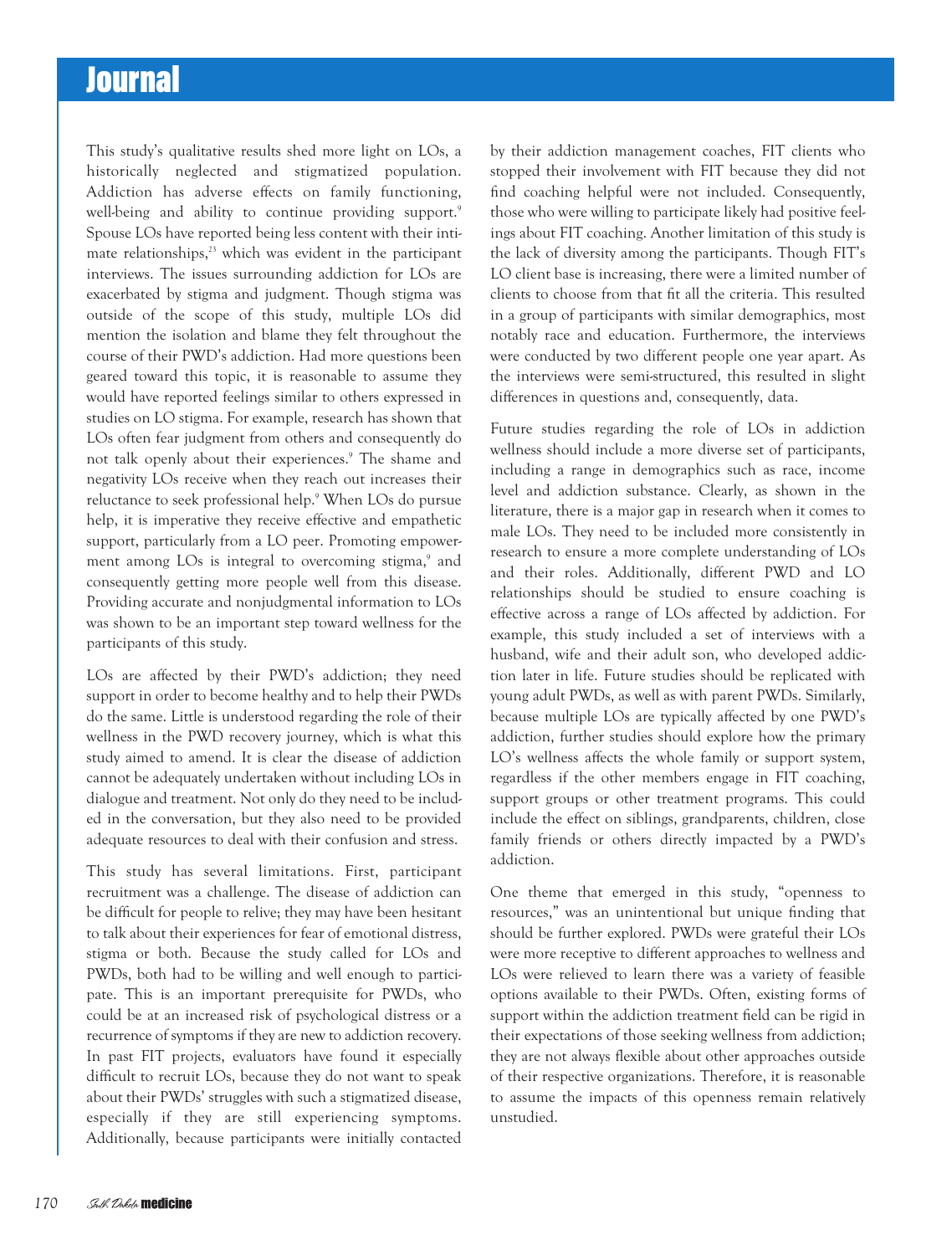This study's qualitative results shed more light on LOs, a historically neglected and stigmatized population. Addiction has adverse effects on family functioning, well-being and ability to continue providing support.[9] Spouse LOs have reported being less content with their intimate relationships,[23] which was evident in the participant interviews. The issues surrounding addiction for LOs are exacerbated by stigma and judgment. Though stigma was outside of the scope of this study, multiple LOs did mention the isolation and blame they felt throughout the course of their PWD's addiction. Had more questions been geared toward this topic, it is reasonable to assume they would have reported feelings similar to others expressed in studies on LO stigma. For example, research has shown that LOs often fear judgment from others and consequently do not talk openly about their experiences.[9] The shame and negativity LOs receive when they reach out increases their reluctance to seek professional help.[9] When LOs do pursue help, it is imperative they receive effective and empathetic support, particularly from a LO peer. Promoting empowerment among LOs is integral to overcoming stigma,[9] and consequently getting more people well from this disease. Providing accurate and nonjudgmental information to LOs was shown to be an important step toward wellness for the participants of this study.

LOs are affected by their PWD's addiction; they need support in order to become healthy and to help their PWDs do the same. Little is understood regarding the role of their wellness in the PWD recovery journey, which is what this study aimed to amend. It is clear the disease of addiction cannot be adequately undertaken without including LOs in dialogue and treatment. Not only do they need to be included in the conversation, but they also need to be provided adequate resources to deal with their confusion and stress.

This study has several limitations. First, participant recruitment was a challenge. The disease of addiction can be difficult for people to relive; they may have been hesitant to talk about their experiences for fear of emotional distress, stigma or both. Because the study called for LOs and PWDs, both had to be willing and well enough to participate. This is an important prerequisite for PWDs, who could be at an increased risk of psychological distress or a recurrence of symptoms if they are new to addiction recovery. In past FIT projects, evaluators have found it especially difficult to recruit LOs, because they do not want to speak about their PWDs' struggles with such a stigmatized disease, especially if they are still experiencing symptoms. Additionally, because participants were initially contacted by their addiction management coaches, FIT clients who stopped their involvement with FIT because they did not find coaching helpful were not included. Consequently, those who were willing to participate likely had positive feelings about FIT coaching. Another limitation of this study is the lack of diversity among the participants. Though FIT's LO client base is increasing, there were a limited number of clients to choose from that fit all the criteria. This resulted in a group of participants with similar demographics, most notably race and education. Furthermore, the interviews were conducted by two different people one year apart. As the interviews were semi-structured, this resulted in slight differences in questions and, consequently, data.

Future studies regarding the role of LOs in addiction wellness should include a more diverse set of participants, including a range in demographics such as race, income level and addiction substance. Clearly, as shown in the literature, there is a major gap in research when it comes to male LOs. They need to be included more consistently in research to ensure a more complete understanding of LOs and their roles. Additionally, different PWD and LO relationships should be studied to ensure coaching is effective across a range of LOs affected by addiction. For example, this study included a set of interviews with a husband, wife and their adult son, who developed addiction later in life. Future studies should be replicated with young adult PWDs, as well as with parent PWDs. Similarly, because multiple LOs are typically affected by one PWD's addiction, further studies should explore how the primary LO's wellness affects the whole family or support system, regardless if the other members engage in FIT coaching, support groups or other treatment programs. This could include the effect on siblings, grandparents, children, close family friends or others directly impacted by a PWD's addiction.

One theme that emerged in this study, "openness to resources," was an unintentional but unique finding that should be further explored. PWDs were grateful their LOs were more receptive to different approaches to wellness and LOs were relieved to learn there was a variety of feasible options available to their PWDs. Often, existing forms of support within the addiction treatment field can be rigid in their expectations of those seeking wellness from addiction; they are not always flexible about other approaches outside of their respective organizations. Therefore, it is reasonable to assume the impacts of this openness remain relatively unstudied.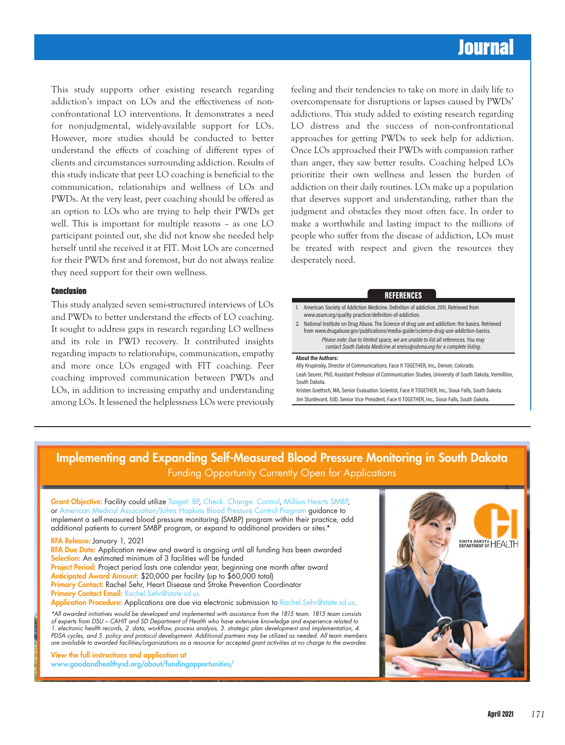This study supports other existing research regarding addiction's impact on LOs and the effectiveness of non-confrontational LO interventions. It demonstrates a need for nonjudgmental, widely-available support for LOs. However, more studies should be conducted to better understand the effects of coaching of different types of clients and circumstances surrounding addiction. Results of this study indicate that peer LO coaching is beneficial to the communication, relationships and wellness of LOs and PWDs. At the very least, peer coaching should be offered as an option to LOs who are trying to help their PWDs get well. This is important for multiple reasons – as one LO participant pointed out, she did not know she needed help herself until she received it at FIT. Most LOs are concerned for their PWDs first and foremost, but do not always realize they need support for their own wellness.

### Conclusion

This study analyzed seven semi-structured interviews of LOs and PWDs to better understand the effects of LO coaching. It sought to address gaps in research regarding LO wellness and its role in PWD recovery. It contributed insights regarding impacts to relationships, communication, empathy and more once LOs engaged with FIT coaching. Peer coaching improved communication between PWDs and LOs, in addition to increasing empathy and understanding among LOs. It lessened the helplessness LOs were previously feeling and their tendencies to take on more in daily life to overcompensate for disruptions or lapses caused by PWDs' addictions. This study added to existing research regarding LO distress and the success of non-confrontational approaches for getting PWDs to seek help for addiction. Once LOs approached their PWDs with compassion rather than anger, they saw better results. Coaching helped LOs prioritize their own wellness and lessen the burden of addiction on their daily routines. LOs make up a population that deserves support and understanding, rather than the judgment and obstacles they most often face. In order to make a worthwhile and lasting impact to the millions of people who suffer from the disease of addiction, LOs must be treated with respect and given the resources they desperately need.

### REFERENCES

1. American Society of Addiction Medicine. Definition of addiction. 2011. Retrieved from www.asam.org/quality-practice/definition-of-addiction.
2. National Institute on Drug Abuse. The Science of drug use and addiction: the basics. Retrieved from www.drugabuse.gov/publications/media-guide/science-drug-use-addiction-basics.

*Please note: Due to limited space, we are unable to list all references. You may contact South Dakota Medicine at ereiss@sdsma.org for a complete listing.*

**About the Authors:**

Ally Krupinsky, Director of Communications, Face It TOGETHER, Inc., Denver, Colorado.

Leah Seurer, PhD, Assistant Professor of Communication Studies, University of South Dakota, Vermillion, South Dakota.

Kristen Goettsch, MA, Senior Evaluation Scientist, Face It TOGETHER, Inc., Sioux Falls, South Dakota.

Jim Sturdevant, EdD, Senior Vice President, Face It TOGETHER, Inc., Sioux Falls, South Dakota.

## Implementing and Expanding Self-Measured Blood Pressure Monitoring in South Dakota

Funding Opportunity Currently Open for Applications

**Grant Objective:** Facility could utilize Target: BP, Check. Change. Control, Million Hearts SMBP, or American Medical Association/Johns Hopkins Blood Pressure Control Program guidance to implement a self-measured blood pressure monitoring (SMBP) program within their practice, add additional patients to current SMBP program, or expand to additional providers or sites.*

**RFA Release:** January 1, 2021
**RFA Due Date:** Application review and award is ongoing until all funding has been awarded
**Selection:** An estimated minimum of 3 facilities will be funded
**Project Period:** Project period lasts one calendar year, beginning one month after award
**Anticipated Award Amount:** $20,000 per facility (up to $60,000 total)
**Primary Contact:** Rachel Sehr, Heart Disease and Stroke Prevention Coordinator
**Primary Contact Email:** Rachel.Sehr@state.sd.us
**Application Procedure:** Applications are due via electronic submission to Rachel.Sehr@state.sd.us.

*\*All awarded initiatives would be developed and implemented with assistance from the 1815 team. 1815 team consists of experts from DSU – CAHIT and SD Department of Health who have extensive knowledge and experience related to 1. electronic health records, 2. data, workflow, process analysis, 3. strategic plan development and implementation, 4. PDSA cycles, and 5. policy and protocol development. Additional partners may be utilized as needed. All team members are available to awarded facilities/organizations as a resource for accepted grant activities at no charge to the awardee.*

**View the full instructions and application at www.goodandhealthysd.org/about/fundingopportunities/**

SOUTH DAKOTA DEPARTMENT OF HEALTH